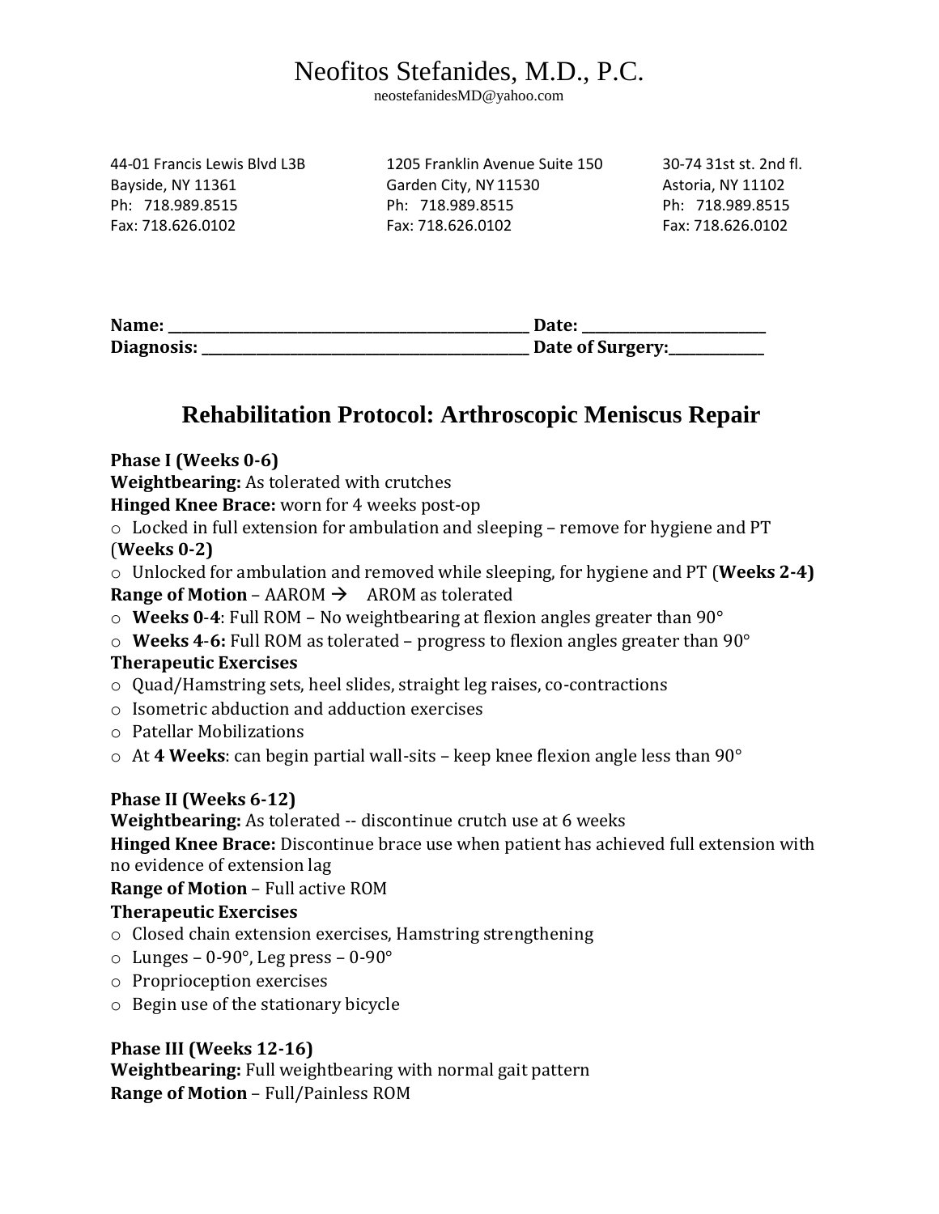# Neofitos Stefanides, M.D., P.C.

neostefanidesMD@yahoo.com

44-01 Francis Lewis Blvd L3B
Bayside, NY 11361
Ph: 718.989.8515
Fax: 718.626.0102

1205 Franklin Avenue Suite 150
Garden City, NY 11530
Ph: 718.989.8515
Fax: 718.626.0102

30-74 31st st. 2nd fl.
Astoria, NY 11102
Ph: 718.989.8515
Fax: 718.626.0102

**Name:** ______________________________ **Date:** ____________________
**Diagnosis:** ____________________________ **Date of Surgery:**____________

## Rehabilitation Protocol: Arthroscopic Meniscus Repair

**Phase I (Weeks 0-6)**
**Weightbearing:** As tolerated with crutches
**Hinged Knee Brace:** worn for 4 weeks post-op

- Locked in full extension for ambulation and sleeping – remove for hygiene and PT (**Weeks 0-2)**
- Unlocked for ambulation and removed while sleeping, for hygiene and PT (**Weeks 2-4)**

**Range of Motion** – AAROM → AROM as tolerated

- **Weeks 0-4**: Full ROM – No weightbearing at flexion angles greater than 90°
- **Weeks 4-6:** Full ROM as tolerated – progress to flexion angles greater than 90°

**Therapeutic Exercises**

- Quad/Hamstring sets, heel slides, straight leg raises, co-contractions
- Isometric abduction and adduction exercises
- Patellar Mobilizations
- At **4 Weeks**: can begin partial wall-sits – keep knee flexion angle less than 90°

**Phase II (Weeks 6-12)**
**Weightbearing:** As tolerated -- discontinue crutch use at 6 weeks
**Hinged Knee Brace:** Discontinue brace use when patient has achieved full extension with no evidence of extension lag
**Range of Motion** – Full active ROM
**Therapeutic Exercises**

- Closed chain extension exercises, Hamstring strengthening
- Lunges – 0-90°, Leg press – 0-90°
- Proprioception exercises
- Begin use of the stationary bicycle

**Phase III (Weeks 12-16)**
**Weightbearing:** Full weightbearing with normal gait pattern
**Range of Motion** – Full/Painless ROM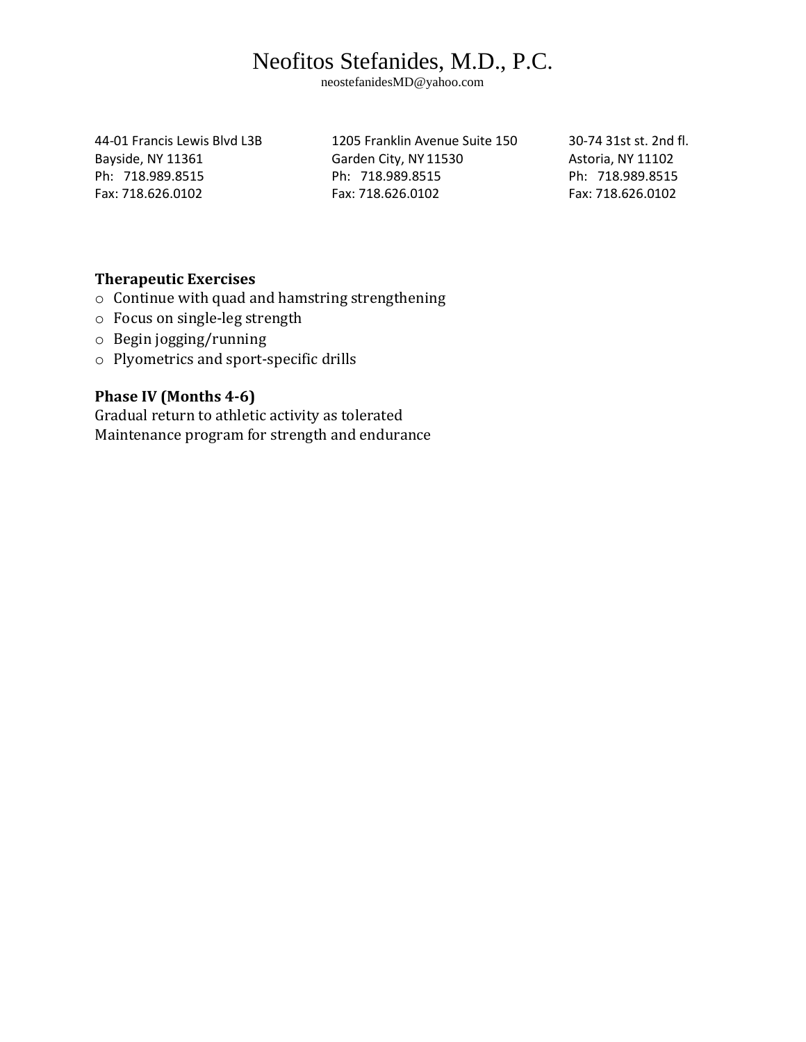# Neofitos Stefanides, M.D., P.C.

neostefanidesMD@yahoo.com

44-01 Francis Lewis Blvd L3B
Bayside, NY 11361
Ph: 718.989.8515
Fax: 718.626.0102

1205 Franklin Avenue Suite 150
Garden City, NY 11530
Ph: 718.989.8515
Fax: 718.626.0102

30-74 31st st. 2nd fl.
Astoria, NY 11102
Ph: 718.989.8515
Fax: 718.626.0102

**Therapeutic Exercises**

- Continue with quad and hamstring strengthening
- Focus on single-leg strength
- Begin jogging/running
- Plyometrics and sport-specific drills

**Phase IV (Months 4-6)**

Gradual return to athletic activity as tolerated
Maintenance program for strength and endurance